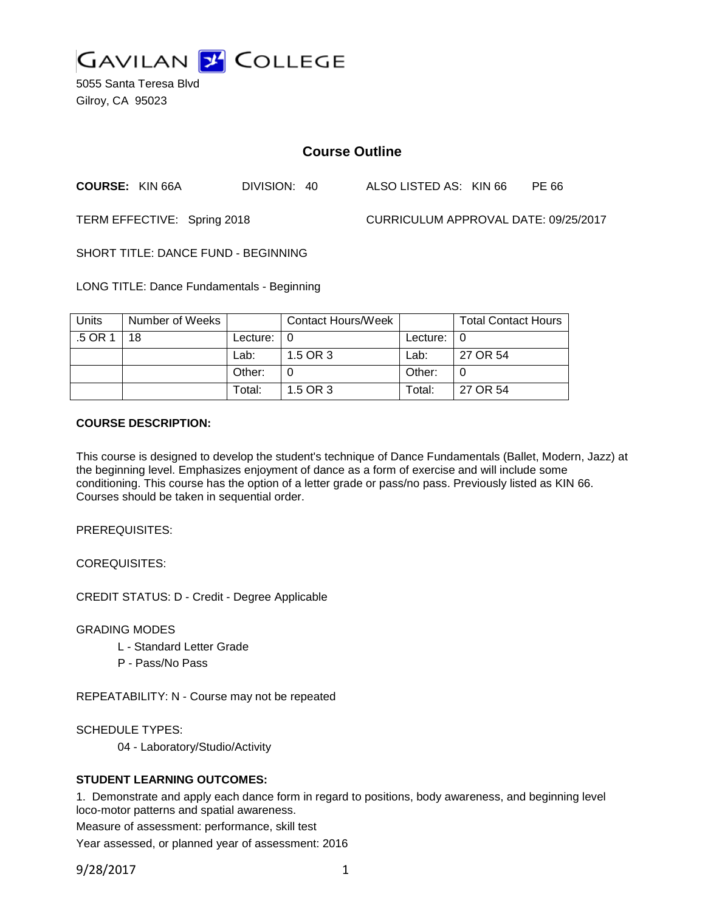GAVILAN COLLEGE

5055 Santa Teresa Blvd
Gilroy, CA 95023

# Course Outline

**COURSE:** KIN 66A DIVISION: 40 ALSO LISTED AS: KIN 66 PE 66

TERM EFFECTIVE: Spring 2018 CURRICULUM APPROVAL DATE: 09/25/2017

SHORT TITLE: DANCE FUND - BEGINNING

LONG TITLE: Dance Fundamentals - Beginning

| Units | Number of Weeks | | Contact Hours/Week | | Total Contact Hours |
|---|---|---|---|---|---|
| .5 OR 1 | 18 | Lecture: | 0 | Lecture: | 0 |
| | | Lab: | 1.5 OR 3 | Lab: | 27 OR 54 |
| | | Other: | 0 | Other: | 0 |
| | | Total: | 1.5 OR 3 | Total: | 27 OR 54 |

**COURSE DESCRIPTION:**

This course is designed to develop the student's technique of Dance Fundamentals (Ballet, Modern, Jazz) at the beginning level. Emphasizes enjoyment of dance as a form of exercise and will include some conditioning. This course has the option of a letter grade or pass/no pass. Previously listed as KIN 66. Courses should be taken in sequential order.

PREREQUISITES:

COREQUISITES:

CREDIT STATUS: D - Credit - Degree Applicable

GRADING MODES

L - Standard Letter Grade
P - Pass/No Pass

REPEATABILITY: N - Course may not be repeated

SCHEDULE TYPES:

04 - Laboratory/Studio/Activity

**STUDENT LEARNING OUTCOMES:**

1. Demonstrate and apply each dance form in regard to positions, body awareness, and beginning level loco-motor patterns and spatial awareness.

Measure of assessment: performance, skill test

Year assessed, or planned year of assessment: 2016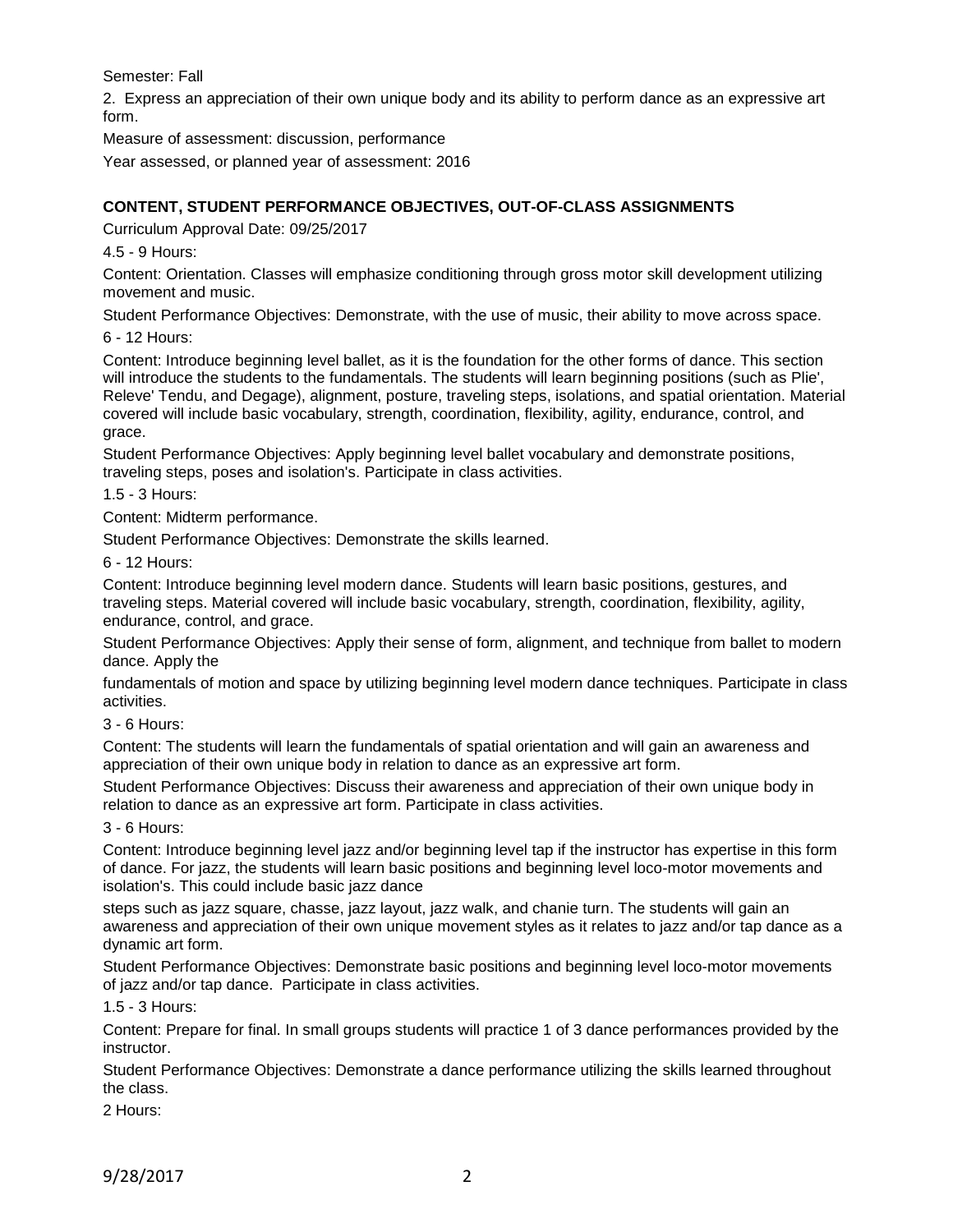Semester: Fall

2. Express an appreciation of their own unique body and its ability to perform dance as an expressive art form.

Measure of assessment: discussion, performance

Year assessed, or planned year of assessment: 2016

**CONTENT, STUDENT PERFORMANCE OBJECTIVES, OUT-OF-CLASS ASSIGNMENTS**

Curriculum Approval Date: 09/25/2017

4.5 - 9 Hours:

Content: Orientation. Classes will emphasize conditioning through gross motor skill development utilizing movement and music.

Student Performance Objectives: Demonstrate, with the use of music, their ability to move across space.

6 - 12 Hours:

Content: Introduce beginning level ballet, as it is the foundation for the other forms of dance. This section will introduce the students to the fundamentals. The students will learn beginning positions (such as Plie', Releve' Tendu, and Degage), alignment, posture, traveling steps, isolations, and spatial orientation. Material covered will include basic vocabulary, strength, coordination, flexibility, agility, endurance, control, and grace.

Student Performance Objectives: Apply beginning level ballet vocabulary and demonstrate positions, traveling steps, poses and isolation's. Participate in class activities.

1.5 - 3 Hours:

Content: Midterm performance.

Student Performance Objectives: Demonstrate the skills learned.

6 - 12 Hours:

Content: Introduce beginning level modern dance. Students will learn basic positions, gestures, and traveling steps. Material covered will include basic vocabulary, strength, coordination, flexibility, agility, endurance, control, and grace.

Student Performance Objectives: Apply their sense of form, alignment, and technique from ballet to modern dance. Apply the fundamentals of motion and space by utilizing beginning level modern dance techniques. Participate in class activities.

3 - 6 Hours:

Content: The students will learn the fundamentals of spatial orientation and will gain an awareness and appreciation of their own unique body in relation to dance as an expressive art form.

Student Performance Objectives: Discuss their awareness and appreciation of their own unique body in relation to dance as an expressive art form. Participate in class activities.

3 - 6 Hours:

Content: Introduce beginning level jazz and/or beginning level tap if the instructor has expertise in this form of dance. For jazz, the students will learn basic positions and beginning level loco-motor movements and isolation's. This could include basic jazz dance steps such as jazz square, chasse, jazz layout, jazz walk, and chanie turn. The students will gain an awareness and appreciation of their own unique movement styles as it relates to jazz and/or tap dance as a dynamic art form.

Student Performance Objectives: Demonstrate basic positions and beginning level loco-motor movements of jazz and/or tap dance. Participate in class activities.

1.5 - 3 Hours:

Content: Prepare for final. In small groups students will practice 1 of 3 dance performances provided by the instructor.

Student Performance Objectives: Demonstrate a dance performance utilizing the skills learned throughout the class.

2 Hours: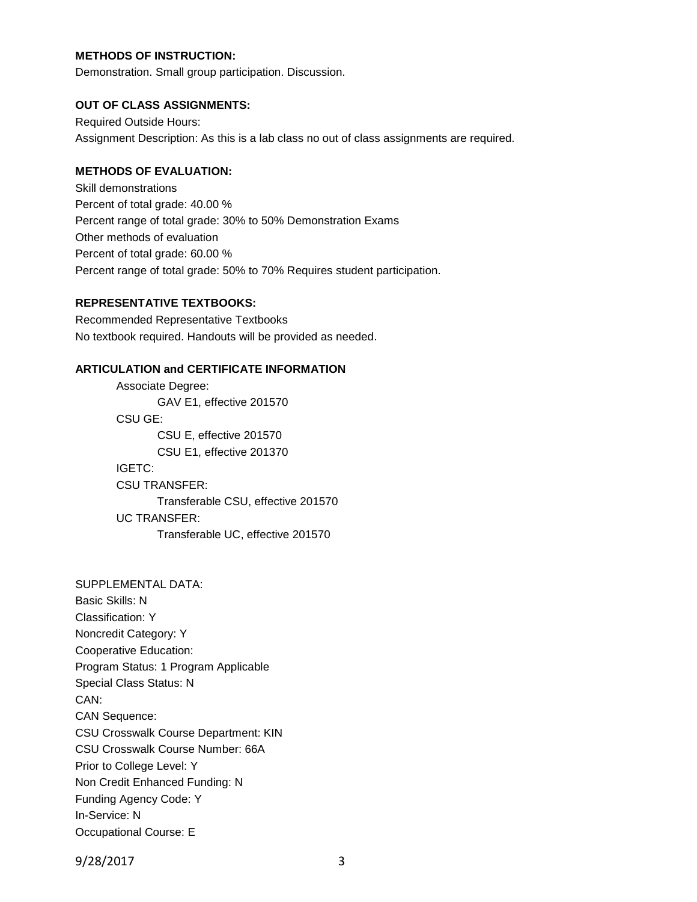**METHODS OF INSTRUCTION:**

Demonstration. Small group participation. Discussion.

**OUT OF CLASS ASSIGNMENTS:**

Required Outside Hours:
Assignment Description: As this is a lab class no out of class assignments are required.

**METHODS OF EVALUATION:**

Skill demonstrations
Percent of total grade: 40.00 %
Percent range of total grade: 30% to 50% Demonstration Exams
Other methods of evaluation
Percent of total grade: 60.00 %
Percent range of total grade: 50% to 70% Requires student participation.

**REPRESENTATIVE TEXTBOOKS:**

Recommended Representative Textbooks
No textbook required. Handouts will be provided as needed.

**ARTICULATION and CERTIFICATE INFORMATION**

Associate Degree:
- GAV E1, effective 201570

CSU GE:
- CSU E, effective 201570
- CSU E1, effective 201370

IGETC:

CSU TRANSFER:
- Transferable CSU, effective 201570

UC TRANSFER:
- Transferable UC, effective 201570

SUPPLEMENTAL DATA:
Basic Skills: N
Classification: Y
Noncredit Category: Y
Cooperative Education:
Program Status: 1 Program Applicable
Special Class Status: N
CAN:
CAN Sequence:
CSU Crosswalk Course Department: KIN
CSU Crosswalk Course Number: 66A
Prior to College Level: Y
Non Credit Enhanced Funding: N
Funding Agency Code: Y
In-Service: N
Occupational Course: E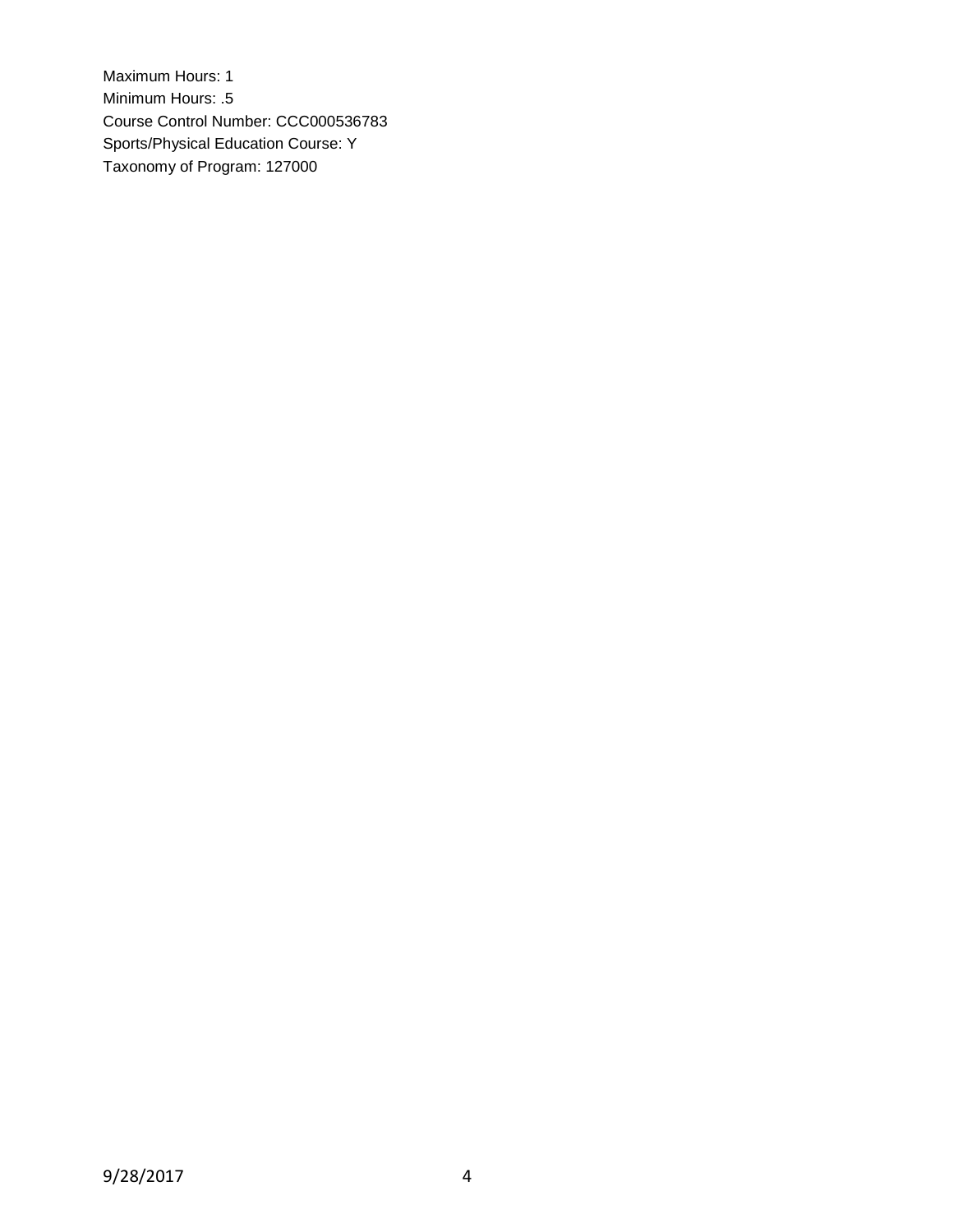Maximum Hours: 1
Minimum Hours: .5
Course Control Number: CCC000536783
Sports/Physical Education Course: Y
Taxonomy of Program: 127000